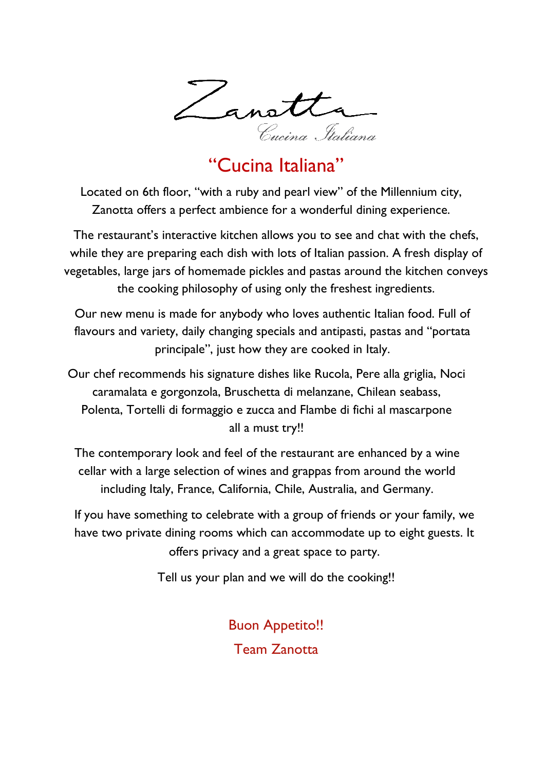Zanotta

*Cucina Italiana*

# "Cucina Italiana"

Located on 6th floor, "with a ruby and pearl view" of the Millennium city, Zanotta offers a perfect ambience for a wonderful dining experience.

The restaurant's interactive kitchen allows you to see and chat with the chefs, while they are preparing each dish with lots of Italian passion. A fresh display of vegetables, large jars of homemade pickles and pastas around the kitchen conveys the cooking philosophy of using only the freshest ingredients.

Our new menu is made for anybody who loves authentic Italian food. Full of flavours and variety, daily changing specials and antipasti, pastas and "portata principale", just how they are cooked in Italy.

Our chef recommends his signature dishes like Rucola, Pere alla griglia, Noci caramalata e gorgonzola, Bruschetta di melanzane, Chilean seabass, Polenta, Tortelli di formaggio e zucca and Flambe di fichi al mascarpone all a must try!!

The contemporary look and feel of the restaurant are enhanced by a wine cellar with a large selection of wines and grappas from around the world including Italy, France, California, Chile, Australia, and Germany.

If you have something to celebrate with a group of friends or your family, we have two private dining rooms which can accommodate up to eight guests. It offers privacy and a great space to party.

Tell us your plan and we will do the cooking!!

Buon Appetito!!

Team Zanotta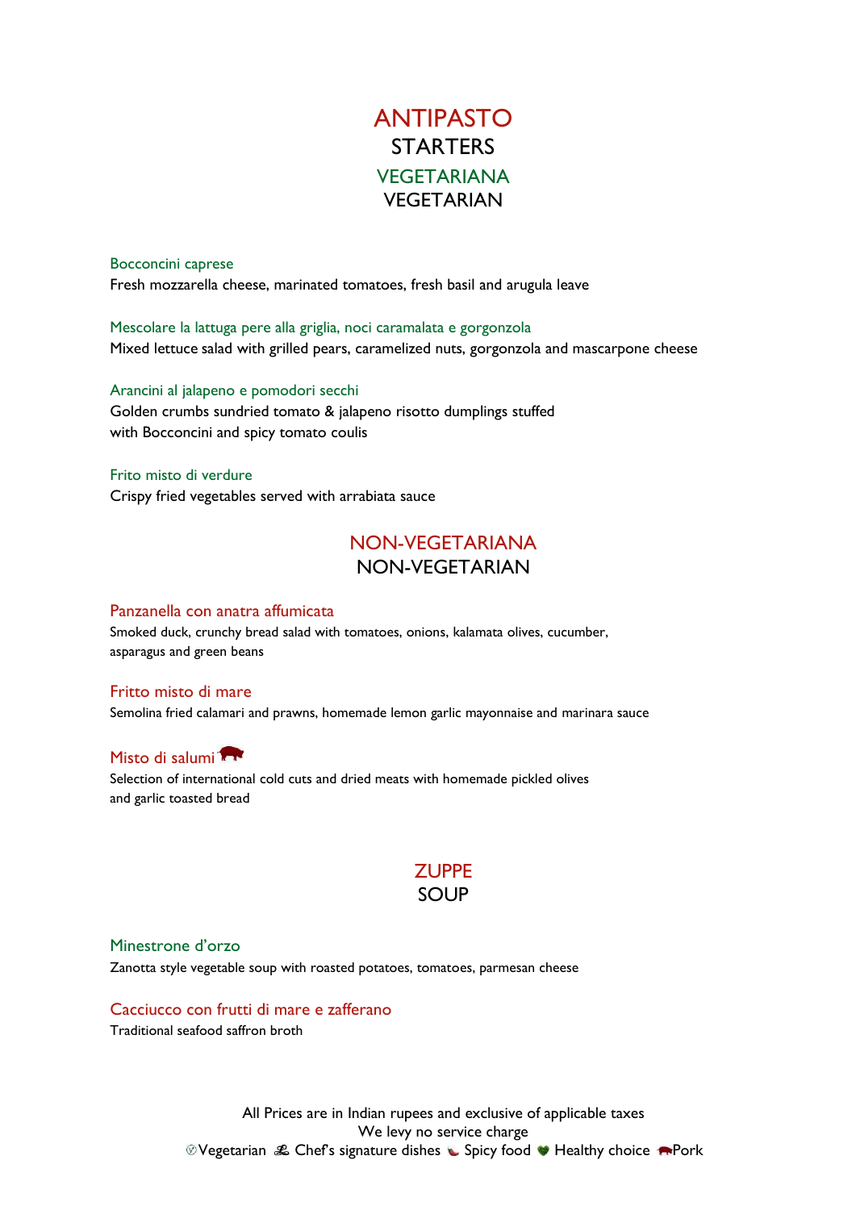# ANTIPASTO
# STARTERS

## VEGETARIANA
## VEGETARIAN

**Bocconcini caprese**
Fresh mozzarella cheese, marinated tomatoes, fresh basil and arugula leave

**Mescolare la lattuga pere alla griglia, noci caramalata e gorgonzola**
Mixed lettuce salad with grilled pears, caramelized nuts, gorgonzola and mascarpone cheese

**Arancini al jalapeno e pomodori secchi**
Golden crumbs sundried tomato & jalapeno risotto dumplings stuffed
with Bocconcini and spicy tomato coulis

**Frito misto di verdure**
Crispy fried vegetables served with arrabiata sauce

## NON-VEGETARIANA
## NON-VEGETARIAN

**Panzanella con anatra affumicata**
Smoked duck, crunchy bread salad with tomatoes, onions, kalamata olives, cucumber,
asparagus and green beans

**Fritto misto di mare**
Semolina fried calamari and prawns, homemade lemon garlic mayonnaise and marinara sauce

**Misto di salumi** (Pork)
Selection of international cold cuts and dried meats with homemade pickled olives
and garlic toasted bread

# ZUPPE
# SOUP

**Minestrone d'orzo**
Zanotta style vegetable soup with roasted potatoes, tomatoes, parmesan cheese

**Cacciucco con frutti di mare e zafferano**
Traditional seafood saffron broth

All Prices are in Indian rupees and exclusive of applicable taxes
We levy no service charge
Vegetarian Chef's signature dishes Spicy food Healthy choice Pork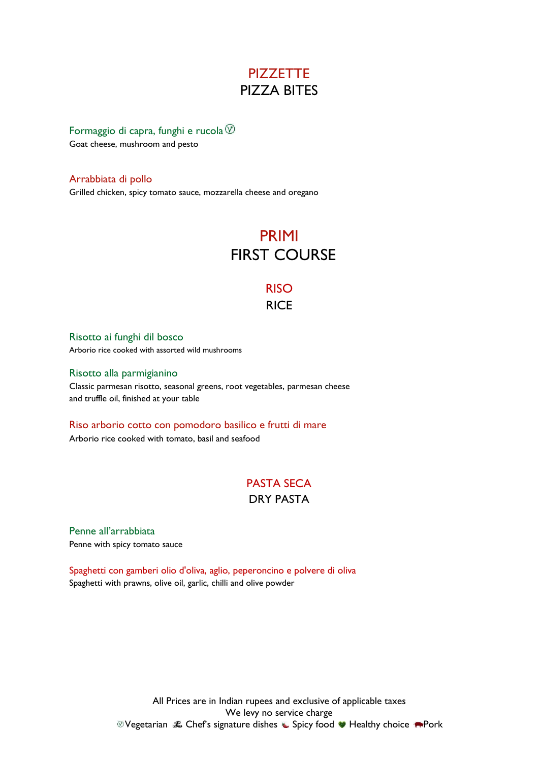# PIZZETTE
## PIZZA BITES

**Formaggio di capra, funghi e rucola** ⓥ
Goat cheese, mushroom and pesto

**Arrabbiata di pollo**
Grilled chicken, spicy tomato sauce, mozzarella cheese and oregano

# PRIMI
## FIRST COURSE

### RISO
### RICE

**Risotto ai funghi dil bosco**
Arborio rice cooked with assorted wild mushrooms

**Risotto alla parmigianino**
Classic parmesan risotto, seasonal greens, root vegetables, parmesan cheese and truffle oil, finished at your table

**Riso arborio cotto con pomodoro basilico e frutti di mare**
Arborio rice cooked with tomato, basil and seafood

### PASTA SECA
### DRY PASTA

**Penne all'arrabbiata**
Penne with spicy tomato sauce

**Spaghetti con gamberi olio d'oliva, aglio, peperoncino e polvere di oliva**
Spaghetti with prawns, olive oil, garlic, chilli and olive powder

All Prices are in Indian rupees and exclusive of applicable taxes
We levy no service charge
ⓥ Vegetarian Chef's signature dishes Spicy food Healthy choice Pork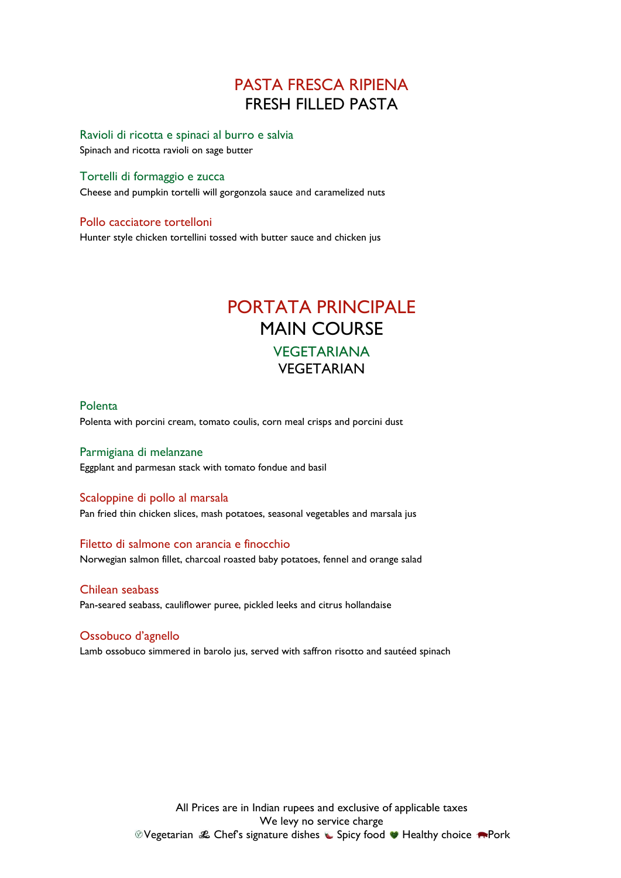## PASTA FRESCA RIPIENA
## FRESH FILLED PASTA

### Ravioli di ricotta e spinaci al burro e salvia
Spinach and ricotta ravioli on sage butter

### Tortelli di formaggio e zucca
Cheese and pumpkin tortelli will gorgonzola sauce and caramelized nuts

### Pollo cacciatore tortelloni
Hunter style chicken tortellini tossed with butter sauce and chicken jus

## PORTATA PRINCIPALE
## MAIN COURSE

## VEGETARIANA
## VEGETARIAN

### Polenta
Polenta with porcini cream, tomato coulis, corn meal crisps and porcini dust

### Parmigiana di melanzane
Eggplant and parmesan stack with tomato fondue and basil

### Scaloppine di pollo al marsala
Pan fried thin chicken slices, mash potatoes, seasonal vegetables and marsala jus

### Filetto di salmone con arancia e finocchio
Norwegian salmon fillet, charcoal roasted baby potatoes, fennel and orange salad

### Chilean seabass
Pan-seared seabass, cauliflower puree, pickled leeks and citrus hollandaise

### Ossobuco d'agnello
Lamb ossobuco simmered in barolo jus, served with saffron risotto and sautéed spinach

All Prices are in Indian rupees and exclusive of applicable taxes
We levy no service charge
Vegetarian  Chef's signature dishes  Spicy food  Healthy choice  Pork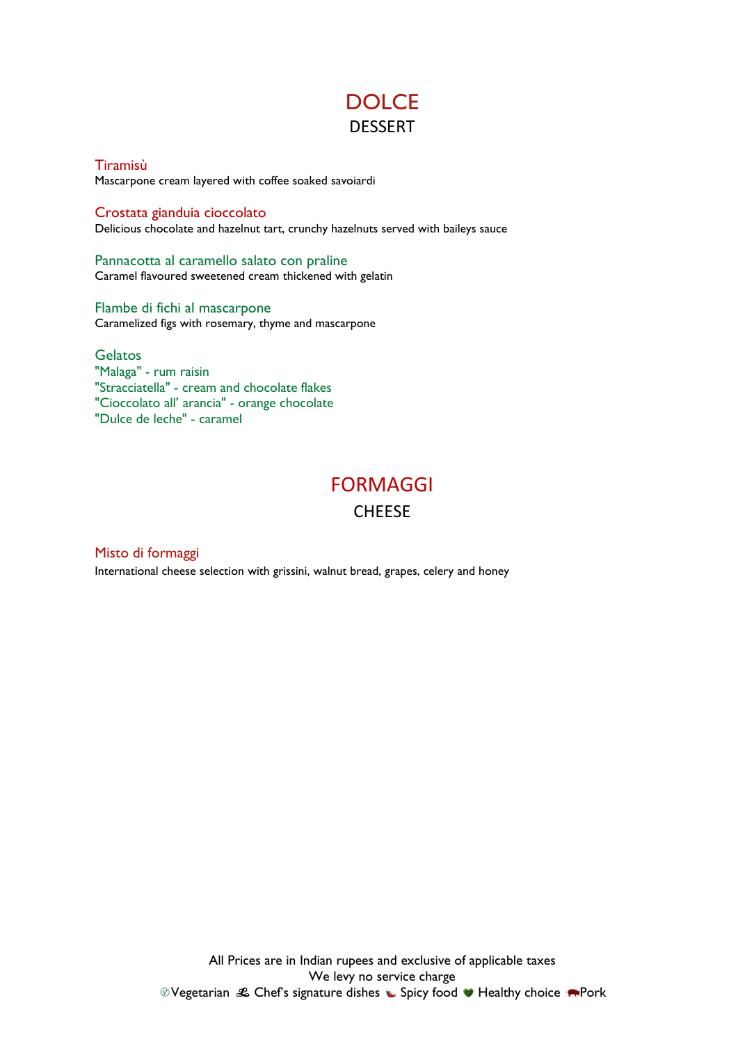# DOLCE

## DESSERT

### Tiramisù

Mascarpone cream layered with coffee soaked savoiardi

### Crostata gianduia cioccolato

Delicious chocolate and hazelnut tart, crunchy hazelnuts served with baileys sauce

### Pannacotta al caramello salato con praline

Caramel flavoured sweetened cream thickened with gelatin

### Flambe di fichi al mascarpone

Caramelized figs with rosemary, thyme and mascarpone

### Gelatos

"Malaga" - rum raisin
"Stracciatella" - cream and chocolate flakes
"Cioccolato all' arancia" - orange chocolate
"Dulce de leche" - caramel

# FORMAGGI

## CHEESE

### Misto di formaggi

International cheese selection with grissini, walnut bread, grapes, celery and honey

All Prices are in Indian rupees and exclusive of applicable taxes
We levy no service charge
Vegetarian Chef's signature dishes Spicy food Healthy choice Pork